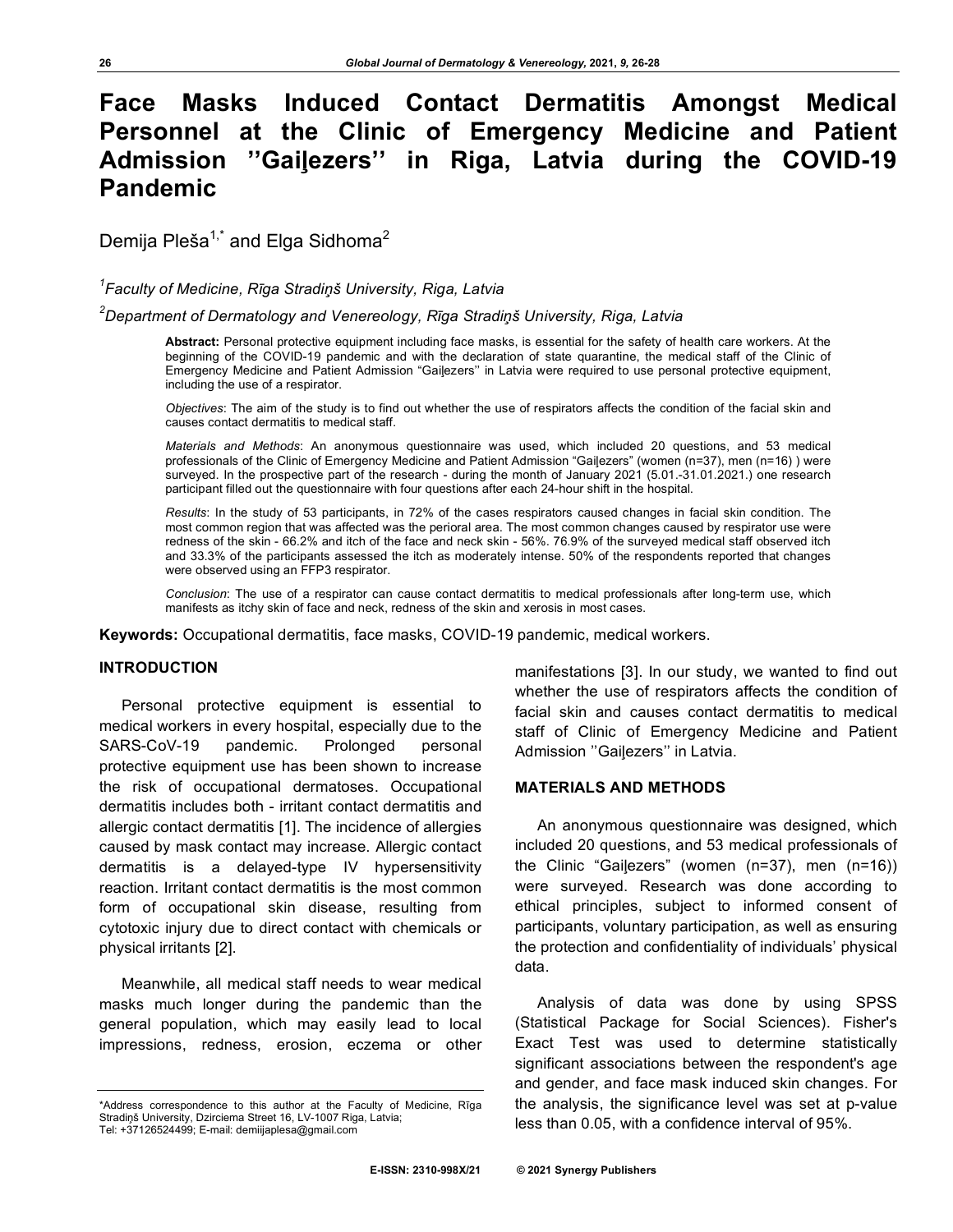# Face Masks Induced Contact Dermatitis Amongst Medical Personnel at the Clinic of Emergency Medicine and Patient Admission ''Gaiļezers'' in Riga, Latvia during the COVID-19 Pandemic

Demija Pleša[1,*] and Elga Sidhoma[2]

[1]*Faculty of Medicine, Rīga Stradiņš University, Riga, Latvia*

[2]*Department of Dermatology and Venereology, Rīga Stradiņš University, Riga, Latvia*

**Abstract:** Personal protective equipment including face masks, is essential for the safety of health care workers. At the beginning of the COVID-19 pandemic and with the declaration of state quarantine, the medical staff of the Clinic of Emergency Medicine and Patient Admission "Gaiļezers" in Latvia were required to use personal protective equipment, including the use of a respirator.

*Objectives*: The aim of the study is to find out whether the use of respirators affects the condition of the facial skin and causes contact dermatitis to medical staff.

*Materials and Methods*: An anonymous questionnaire was used, which included 20 questions, and 53 medical professionals of the Clinic of Emergency Medicine and Patient Admission "Gaiļezers" (women (n=37), men (n=16) ) were surveyed. In the prospective part of the research - during the month of January 2021 (5.01.-31.01.2021.) one research participant filled out the questionnaire with four questions after each 24-hour shift in the hospital.

*Results*: In the study of 53 participants, in 72% of the cases respirators caused changes in facial skin condition. The most common region that was affected was the perioral area. The most common changes caused by respirator use were redness of the skin - 66.2% and itch of the face and neck skin - 56%. 76.9% of the surveyed medical staff observed itch and 33.3% of the participants assessed the itch as moderately intense. 50% of the respondents reported that changes were observed using an FFP3 respirator.

*Conclusion*: The use of a respirator can cause contact dermatitis to medical professionals after long-term use, which manifests as itchy skin of face and neck, redness of the skin and xerosis in most cases.

**Keywords:** Occupational dermatitis, face masks, COVID-19 pandemic, medical workers.

## INTRODUCTION

Personal protective equipment is essential to medical workers in every hospital, especially due to the SARS-CoV-19 pandemic. Prolonged personal protective equipment use has been shown to increase the risk of occupational dermatoses. Occupational dermatitis includes both - irritant contact dermatitis and allergic contact dermatitis [1]. The incidence of allergies caused by mask contact may increase. Allergic contact dermatitis is a delayed-type IV hypersensitivity reaction. Irritant contact dermatitis is the most common form of occupational skin disease, resulting from cytotoxic injury due to direct contact with chemicals or physical irritants [2].

Meanwhile, all medical staff needs to wear medical masks much longer during the pandemic than the general population, which may easily lead to local impressions, redness, erosion, eczema or other manifestations [3]. In our study, we wanted to find out whether the use of respirators affects the condition of facial skin and causes contact dermatitis to medical staff of Clinic of Emergency Medicine and Patient Admission ''Gaiļezers'' in Latvia.

## MATERIALS AND METHODS

An anonymous questionnaire was designed, which included 20 questions, and 53 medical professionals of the Clinic "Gaiļezers" (women (n=37), men (n=16)) were surveyed. Research was done according to ethical principles, subject to informed consent of participants, voluntary participation, as well as ensuring the protection and confidentiality of individuals' physical data.

Analysis of data was done by using SPSS (Statistical Package for Social Sciences). Fisher's Exact Test was used to determine statistically significant associations between the respondent's age and gender, and face mask induced skin changes. For the analysis, the significance level was set at p-value less than 0.05, with a confidence interval of 95%.

*Address correspondence to this author at the Faculty of Medicine, Rīga Stradiņš University, Dzirciema Street 16, LV-1007 Riga, Latvia; Tel: +37126524499; E-mail: demijaplesa@gmail.com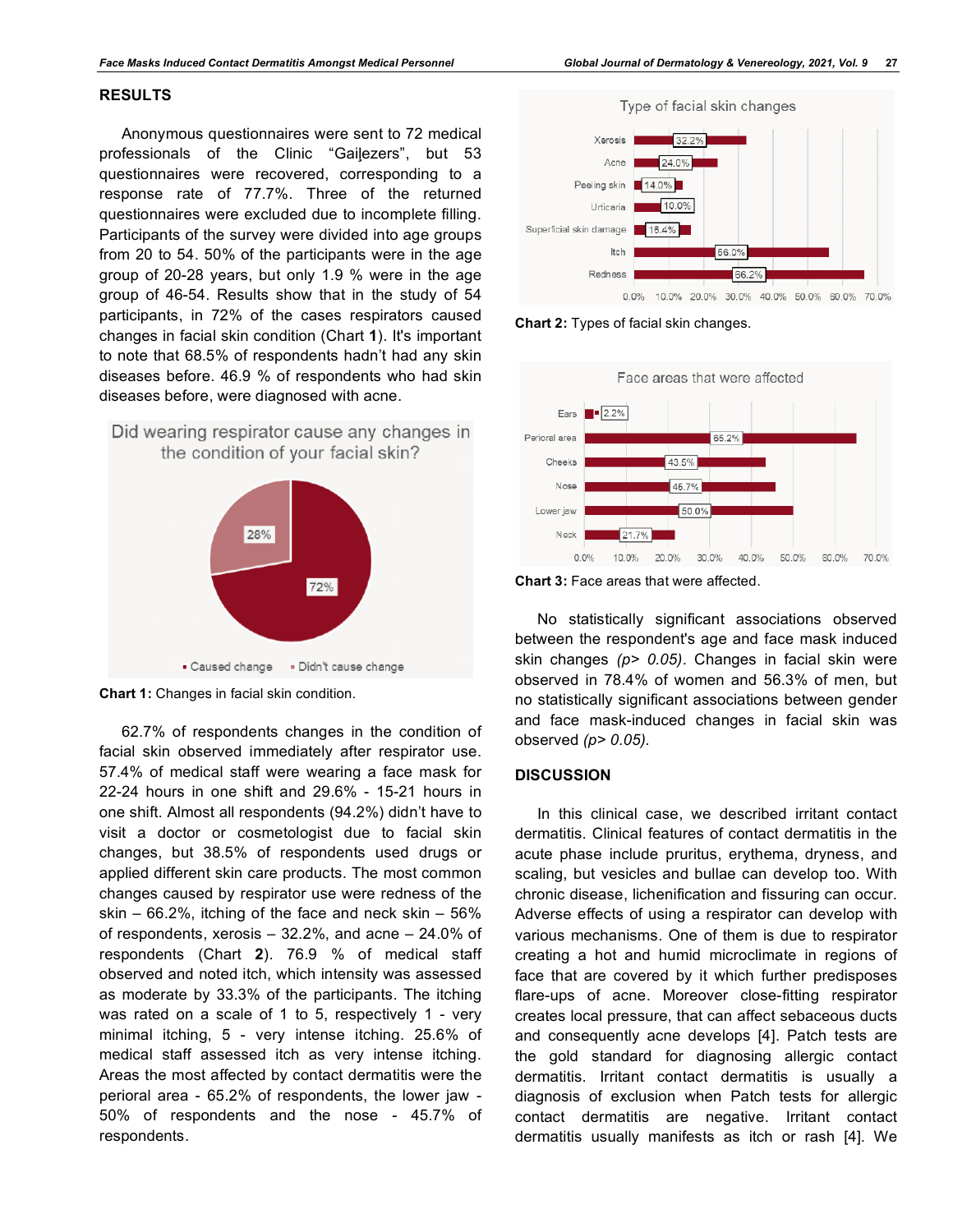## RESULTS

Anonymous questionnaires were sent to 72 medical professionals of the Clinic "Gaiļezers", but 53 questionnaires were recovered, corresponding to a response rate of 77.7%. Three of the returned questionnaires were excluded due to incomplete filling. Participants of the survey were divided into age groups from 20 to 54. 50% of the participants were in the age group of 20-28 years, but only 1.9 % were in the age group of 46-54. Results show that in the study of 54 participants, in 72% of the cases respirators caused changes in facial skin condition (Chart **1**). It's important to note that 68.5% of respondents hadn't had any skin diseases before. 46.9 % of respondents who had skin diseases before, were diagnosed with acne.

**Chart 1:** Changes in facial skin condition.

62.7% of respondents changes in the condition of facial skin observed immediately after respirator use. 57.4% of medical staff were wearing a face mask for 22-24 hours in one shift and 29.6% - 15-21 hours in one shift. Almost all respondents (94.2%) didn't have to visit a doctor or cosmetologist due to facial skin changes, but 38.5% of respondents used drugs or applied different skin care products. The most common changes caused by respirator use were redness of the skin – 66.2%, itching of the face and neck skin – 56% of respondents, xerosis – 32.2%, and acne – 24.0% of respondents (Chart **2**). 76.9 % of medical staff observed and noted itch, which intensity was assessed as moderate by 33.3% of the participants. The itching was rated on a scale of 1 to 5, respectively 1 - very minimal itching, 5 - very intense itching. 25.6% of medical staff assessed itch as very intense itching. Areas the most affected by contact dermatitis were the perioral area - 65.2% of respondents, the lower jaw - 50% of respondents and the nose - 45.7% of respondents.

**Chart 2:** Types of facial skin changes.

**Chart 3:** Face areas that were affected.

No statistically significant associations observed between the respondent's age and face mask induced skin changes *(p> 0.05)*. Changes in facial skin were observed in 78.4% of women and 56.3% of men, but no statistically significant associations between gender and face mask-induced changes in facial skin was observed *(p> 0.05)*.

## DISCUSSION

In this clinical case, we described irritant contact dermatitis. Clinical features of contact dermatitis in the acute phase include pruritus, erythema, dryness, and scaling, but vesicles and bullae can develop too. With chronic disease, lichenification and fissuring can occur. Adverse effects of using a respirator can develop with various mechanisms. One of them is due to respirator creating a hot and humid microclimate in regions of face that are covered by it which further predisposes flare-ups of acne. Moreover close-fitting respirator creates local pressure, that can affect sebaceous ducts and consequently acne develops [4]. Patch tests are the gold standard for diagnosing allergic contact dermatitis. Irritant contact dermatitis is usually a diagnosis of exclusion when Patch tests for allergic contact dermatitis are negative. Irritant contact dermatitis usually manifests as itch or rash [4]. We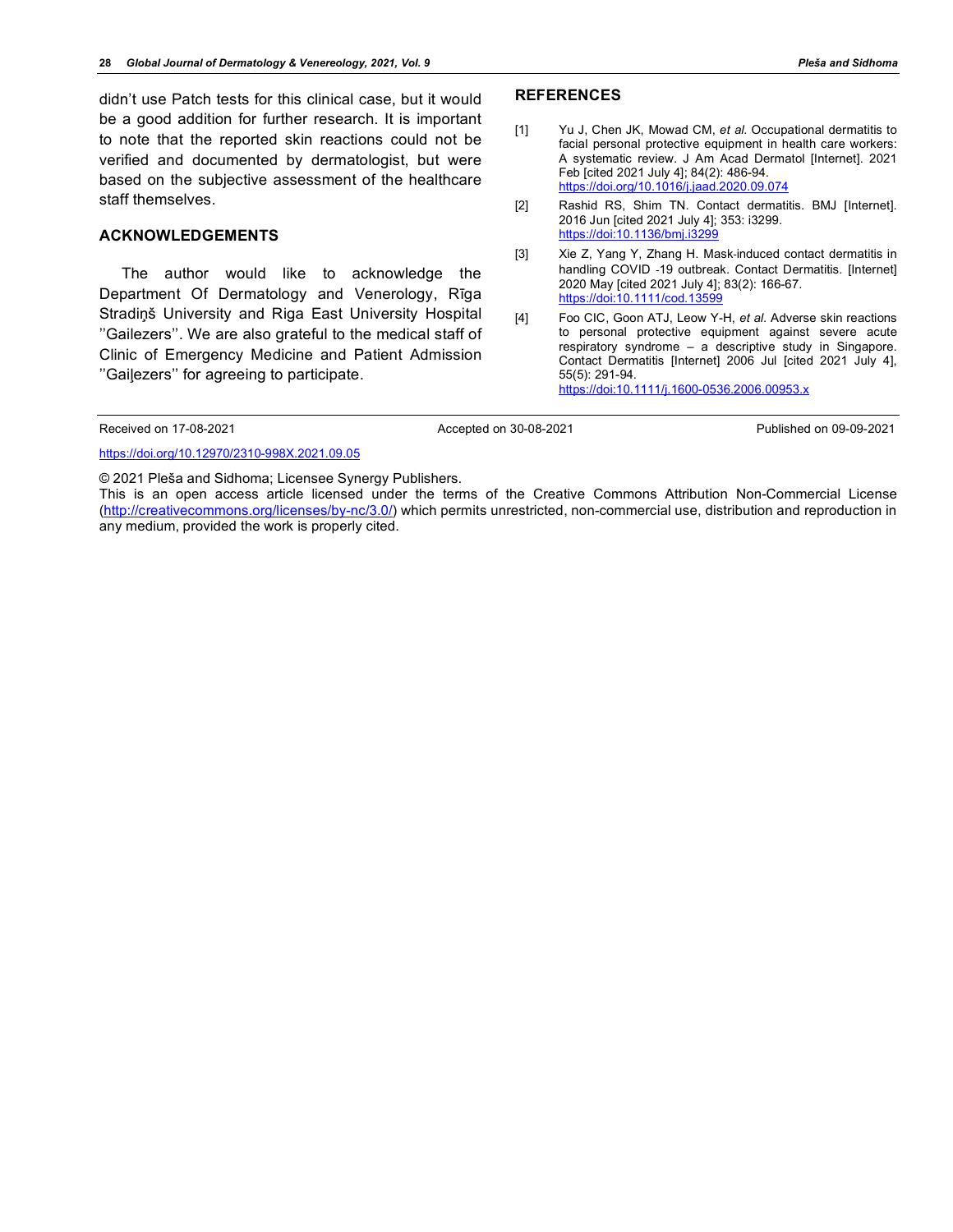didn't use Patch tests for this clinical case, but it would be a good addition for further research. It is important to note that the reported skin reactions could not be verified and documented by dermatologist, but were based on the subjective assessment of the healthcare staff themselves.

## ACKNOWLEDGEMENTS

The author would like to acknowledge the Department Of Dermatology and Venerology, Rīga Stradiņš University and Riga East University Hospital ''Gailezers''. We are also grateful to the medical staff of Clinic of Emergency Medicine and Patient Admission ''Gaiļezers'' for agreeing to participate.

## REFERENCES

[1] Yu J, Chen JK, Mowad CM, *et al.* Occupational dermatitis to facial personal protective equipment in health care workers: A systematic review. J Am Acad Dermatol [Internet]. 2021 Feb [cited 2021 July 4]; 84(2): 486-94. https://doi.org/10.1016/j.jaad.2020.09.074

[2] Rashid RS, Shim TN. Contact dermatitis. BMJ [Internet]. 2016 Jun [cited 2021 July 4]; 353: i3299. https://doi:10.1136/bmj.i3299

[3] Xie Z, Yang Y, Zhang H. Mask-induced contact dermatitis in handling COVID -19 outbreak. Contact Dermatitis. [Internet] 2020 May [cited 2021 July 4]; 83(2): 166-67. https://doi:10.1111/cod.13599

[4] Foo CIC, Goon ATJ, Leow Y-H, *et al.* Adverse skin reactions to personal protective equipment against severe acute respiratory syndrome – a descriptive study in Singapore. Contact Dermatitis [Internet] 2006 Jul [cited 2021 July 4], 55(5): 291-94. https://doi:10.1111/j.1600-0536.2006.00953.x

Received on 17-08-2021 Accepted on 30-08-2021 Published on 09-09-2021

https://doi.org/10.12970/2310-998X.2021.09.05

© 2021 Pleša and Sidhoma; Licensee Synergy Publishers.

This is an open access article licensed under the terms of the Creative Commons Attribution Non-Commercial License (http://creativecommons.org/licenses/by-nc/3.0/) which permits unrestricted, non-commercial use, distribution and reproduction in any medium, provided the work is properly cited.